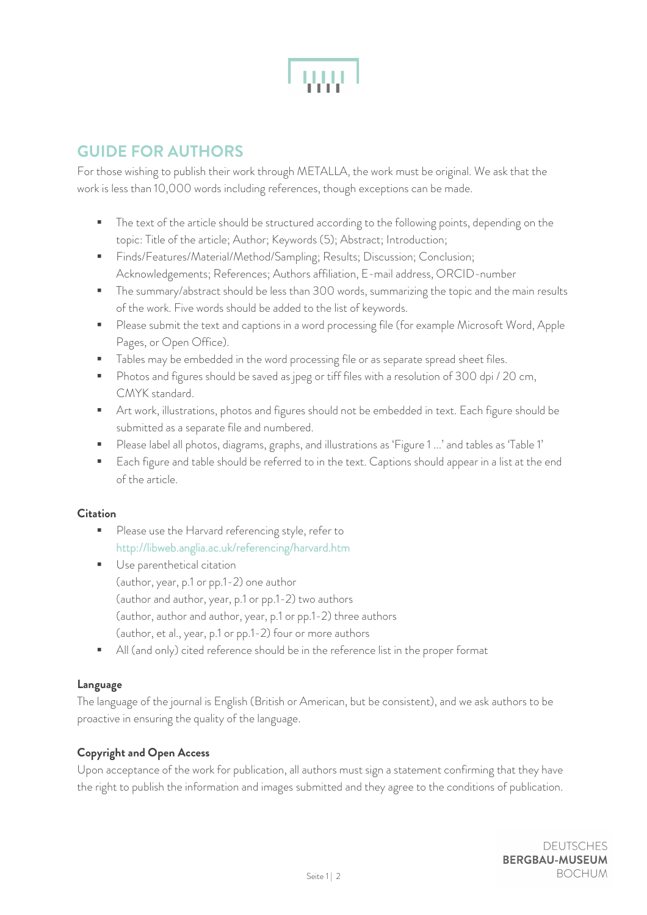# GUIDE FOR AUTHORS

For those wishing to publish their work through METALLA, the work must be original. We ask that the work is less than 10,000 words including references, though exceptions can be made.

- The text of the article should be structured according to the following points, depending on the topic: Title of the article; Author; Keywords (5); Abstract; Introduction;
- Finds/Features/Material/Method/Sampling; Results; Discussion; Conclusion; Acknowledgements; References; Authors affiliation, E-mail address, ORCID-number
- The summary/abstract should be less than 300 words, summarizing the topic and the main results of the work. Five words should be added to the list of keywords.
- Please submit the text and captions in a word processing file (for example Microsoft Word, Apple Pages, or Open Office).
- Tables may be embedded in the word processing file or as separate spread sheet files.
- Photos and figures should be saved as jpeg or tiff files with a resolution of 300 dpi / 20 cm, CMYK standard.
- Art work, illustrations, photos and figures should not be embedded in text. Each figure should be submitted as a separate file and numbered.
- Please label all photos, diagrams, graphs, and illustrations as 'Figure 1 ...' and tables as 'Table 1'
- Each figure and table should be referred to in the text. Captions should appear in a list at the end of the article.

**Citation**

- Please use the Harvard referencing style, refer to http://libweb.anglia.ac.uk/referencing/harvard.htm
- Use parenthetical citation
  (author, year, p.1 or pp.1-2) one author
  (author and author, year, p.1 or pp.1-2) two authors
  (author, author and author, year, p.1 or pp.1-2) three authors
  (author, et al., year, p.1 or pp.1-2) four or more authors
- All (and only) cited reference should be in the reference list in the proper format

**Language**

The language of the journal is English (British or American, but be consistent), and we ask authors to be proactive in ensuring the quality of the language.

**Copyright and Open Access**

Upon acceptance of the work for publication, all authors must sign a statement confirming that they have the right to publish the information and images submitted and they agree to the conditions of publication.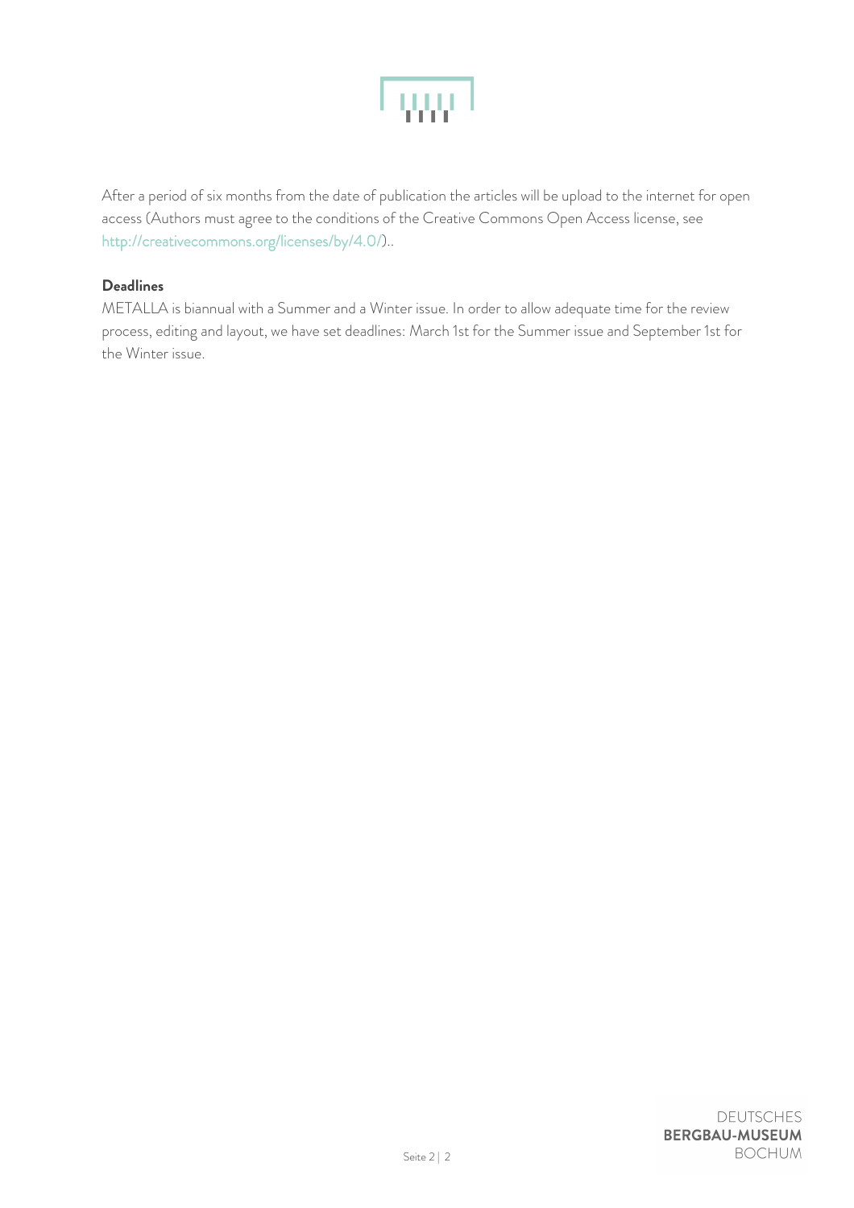After a period of six months from the date of publication the articles will be upload to the internet for open access (Authors must agree to the conditions of the Creative Commons Open Access license, see http://creativecommons.org/licenses/by/4.0/)..

**Deadlines**

METALLA is biannual with a Summer and a Winter issue. In order to allow adequate time for the review process, editing and layout, we have set deadlines: March 1st for the Summer issue and September 1st for the Winter issue.